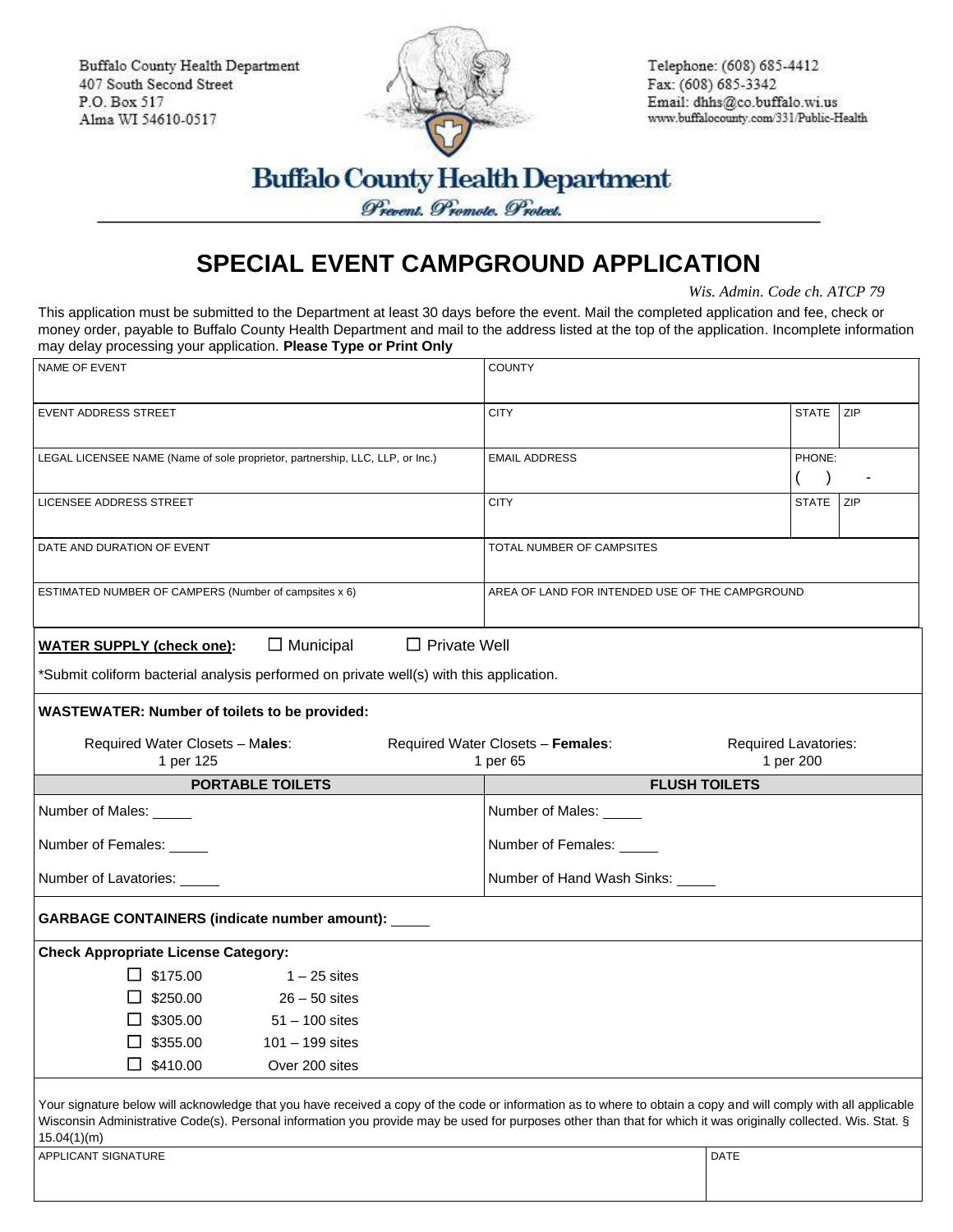Buffalo County Health Department
407 South Second Street
P.O. Box 517
Alma WI 54610-0517

Telephone: (608) 685-4412
Fax: (608) 685-3342
Email: dhhs@co.buffalo.wi.us
www.buffalocounty.com/331/Public-Health

**Buffalo County Health Department**

*Prevent. Promote. Protect.*

# SPECIAL EVENT CAMPGROUND APPLICATION

*Wis. Admin. Code ch. ATCP 79*

This application must be submitted to the Department at least 30 days before the event. Mail the completed application and fee, check or money order, payable to Buffalo County Health Department and mail to the address listed at the top of the application. Incomplete information may delay processing your application. **Please Type or Print Only**

| NAME OF EVENT | COUNTY | | |
|---|---|---|---|
| EVENT ADDRESS STREET | CITY | STATE | ZIP |
| LEGAL LICENSEE NAME (Name of sole proprietor, partnership, LLC, LLP, or Inc.) | EMAIL ADDRESS | PHONE: ( ) - | |
| LICENSEE ADDRESS STREET | CITY | STATE | ZIP |
| DATE AND DURATION OF EVENT | TOTAL NUMBER OF CAMPSITES | | |
| ESTIMATED NUMBER OF CAMPERS (Number of campsites x 6) | AREA OF LAND FOR INTENDED USE OF THE CAMPGROUND | | |

**WATER SUPPLY (check one):** ☐ Municipal ☐ Private Well

*Submit coliform bacterial analysis performed on private well(s) with this application.

**WASTEWATER: Number of toilets to be provided:**

Required Water Closets – M**ales**: 1 per 125

Required Water Closets – **Females**: 1 per 65

Required Lavatories: 1 per 200

| PORTABLE TOILETS | FLUSH TOILETS |
|---|---|
| Number of Males: _____ | Number of Males: _____ |
| Number of Females: _____ | Number of Females: _____ |
| Number of Lavatories: _____ | Number of Hand Wash Sinks: _____ |

**GARBAGE CONTAINERS (indicate number amount):** _____

**Check Appropriate License Category:**

- ☐ $175.00 1 – 25 sites
- ☐ $250.00 26 – 50 sites
- ☐ $305.00 51 – 100 sites
- ☐ $355.00 101 – 199 sites
- ☐ $410.00 Over 200 sites

Your signature below will acknowledge that you have received a copy of the code or information as to where to obtain a copy and will comply with all applicable Wisconsin Administrative Code(s). Personal information you provide may be used for purposes other than that for which it was originally collected. Wis. Stat. § 15.04(1)(m)

| APPLICANT SIGNATURE | DATE |
|---|---|
| | |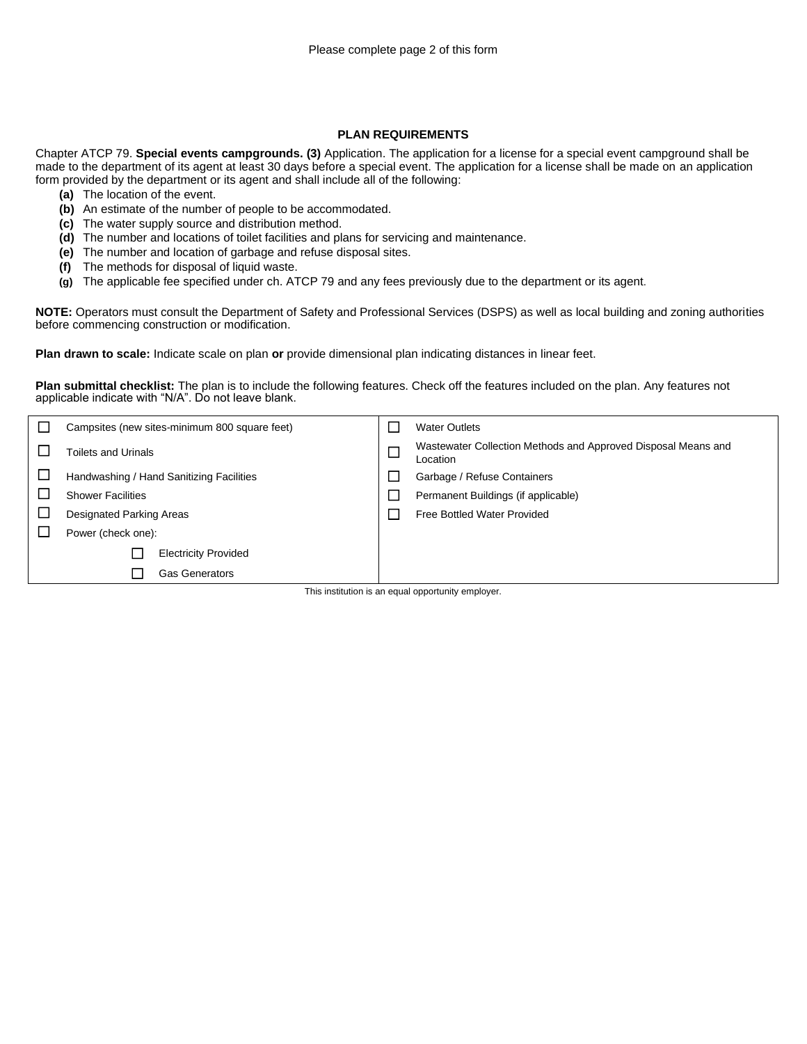Please complete page 2 of this form

## PLAN REQUIREMENTS

Chapter ATCP 79. **Special events campgrounds. (3)** Application. The application for a license for a special event campground shall be made to the department of its agent at least 30 days before a special event. The application for a license shall be made on an application form provided by the department or its agent and shall include all of the following:

- **(a)** The location of the event.
- **(b)** An estimate of the number of people to be accommodated.
- **(c)** The water supply source and distribution method.
- **(d)** The number and locations of toilet facilities and plans for servicing and maintenance.
- **(e)** The number and location of garbage and refuse disposal sites.
- **(f)** The methods for disposal of liquid waste.
- **(g)** The applicable fee specified under ch. ATCP 79 and any fees previously due to the department or its agent.

**NOTE:** Operators must consult the Department of Safety and Professional Services (DSPS) as well as local building and zoning authorities before commencing construction or modification.

**Plan drawn to scale:** Indicate scale on plan **or** provide dimensional plan indicating distances in linear feet.

**Plan submittal checklist:** The plan is to include the following features. Check off the features included on the plan. Any features not applicable indicate with "N/A". Do not leave blank.

| | |
|---|---|
| ☐ Campsites (new sites-minimum 800 square feet) | ☐ Water Outlets |
| ☐ Toilets and Urinals | ☐ Wastewater Collection Methods and Approved Disposal Means and Location |
| ☐ Handwashing / Hand Sanitizing Facilities | ☐ Garbage / Refuse Containers |
| ☐ Shower Facilities | ☐ Permanent Buildings (if applicable) |
| ☐ Designated Parking Areas | ☐ Free Bottled Water Provided |
| ☐ Power (check one): | |
| ☐ Electricity Provided | |
| ☐ Gas Generators | |

This institution is an equal opportunity employer.